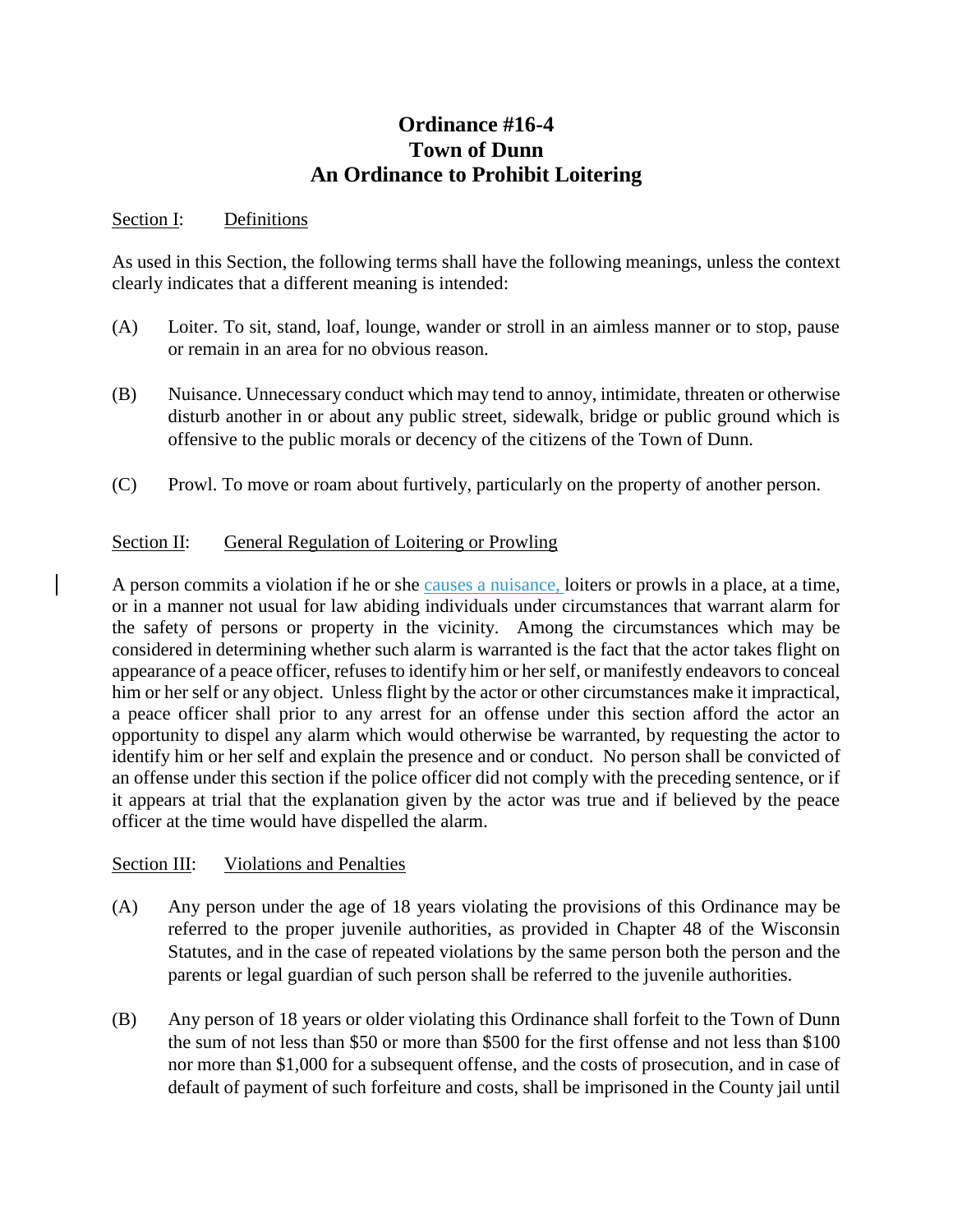# Ordinance #16-4
# Town of Dunn
# An Ordinance to Prohibit Loitering

Section I: Definitions

As used in this Section, the following terms shall have the following meanings, unless the context clearly indicates that a different meaning is intended:

(A) Loiter. To sit, stand, loaf, lounge, wander or stroll in an aimless manner or to stop, pause or remain in an area for no obvious reason.

(B) Nuisance. Unnecessary conduct which may tend to annoy, intimidate, threaten or otherwise disturb another in or about any public street, sidewalk, bridge or public ground which is offensive to the public morals or decency of the citizens of the Town of Dunn.

(C) Prowl. To move or roam about furtively, particularly on the property of another person.

Section II: General Regulation of Loitering or Prowling

A person commits a violation if he or she causes a nuisance, loiters or prowls in a place, at a time, or in a manner not usual for law abiding individuals under circumstances that warrant alarm for the safety of persons or property in the vicinity. Among the circumstances which may be considered in determining whether such alarm is warranted is the fact that the actor takes flight on appearance of a peace officer, refuses to identify him or her self, or manifestly endeavors to conceal him or her self or any object. Unless flight by the actor or other circumstances make it impractical, a peace officer shall prior to any arrest for an offense under this section afford the actor an opportunity to dispel any alarm which would otherwise be warranted, by requesting the actor to identify him or her self and explain the presence and or conduct. No person shall be convicted of an offense under this section if the police officer did not comply with the preceding sentence, or if it appears at trial that the explanation given by the actor was true and if believed by the peace officer at the time would have dispelled the alarm.

Section III: Violations and Penalties

(A) Any person under the age of 18 years violating the provisions of this Ordinance may be referred to the proper juvenile authorities, as provided in Chapter 48 of the Wisconsin Statutes, and in the case of repeated violations by the same person both the person and the parents or legal guardian of such person shall be referred to the juvenile authorities.

(B) Any person of 18 years or older violating this Ordinance shall forfeit to the Town of Dunn the sum of not less than $50 or more than $500 for the first offense and not less than $100 nor more than $1,000 for a subsequent offense, and the costs of prosecution, and in case of default of payment of such forfeiture and costs, shall be imprisoned in the County jail until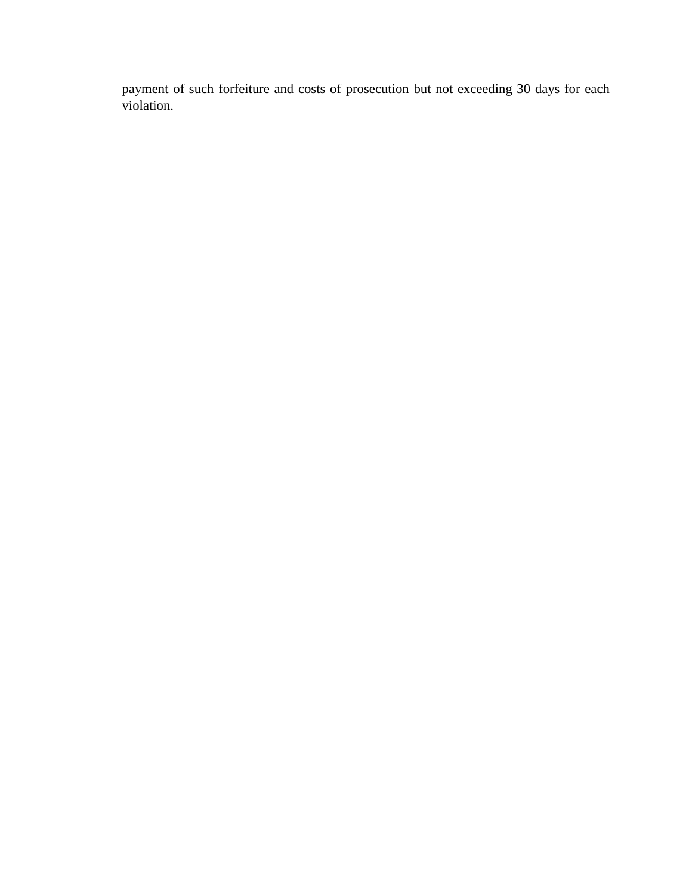payment of such forfeiture and costs of prosecution but not exceeding 30 days for each violation.